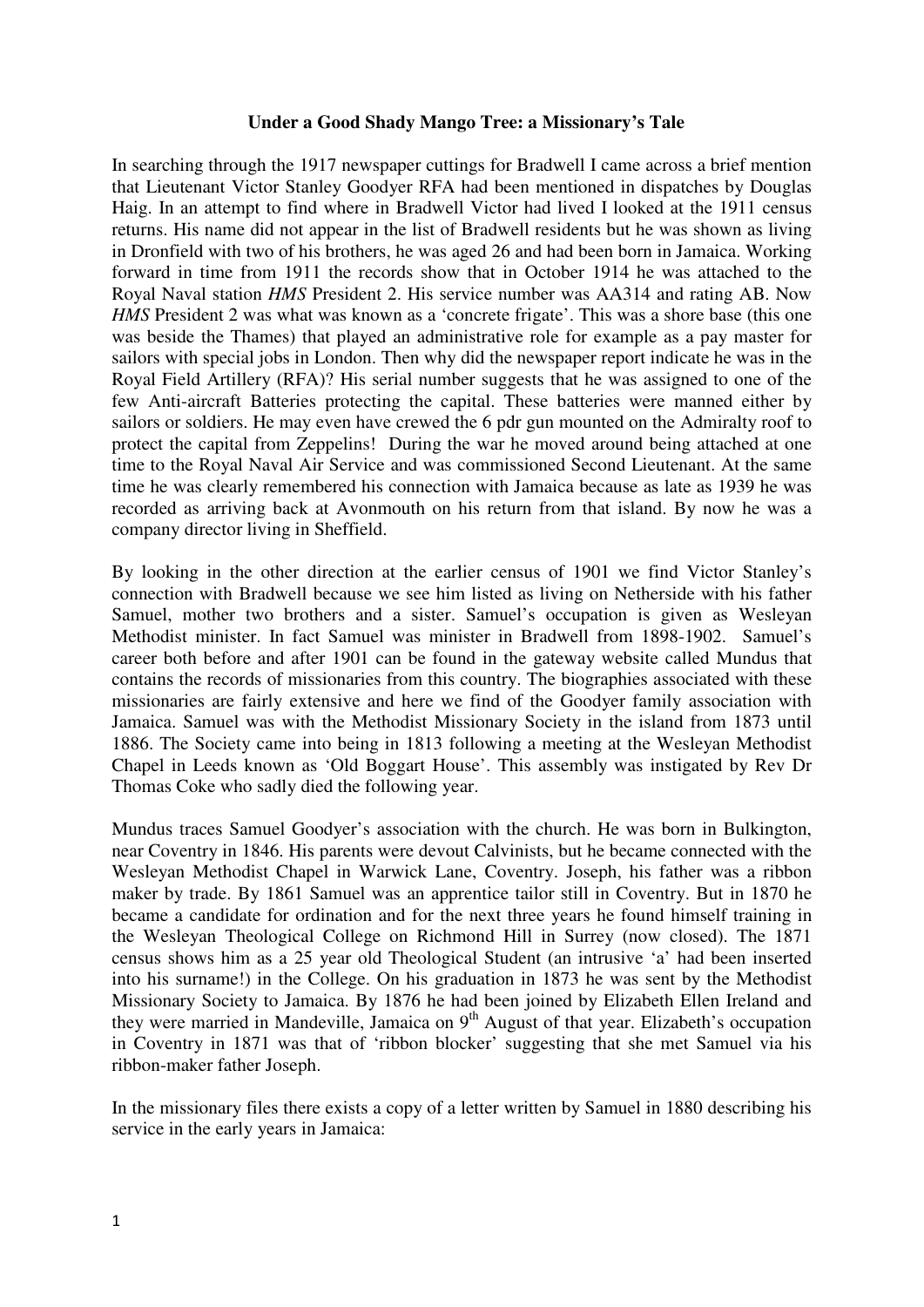**Under a Good Shady Mango Tree: a Missionary's Tale**

In searching through the 1917 newspaper cuttings for Bradwell I came across a brief mention that Lieutenant Victor Stanley Goodyer RFA had been mentioned in dispatches by Douglas Haig. In an attempt to find where in Bradwell Victor had lived I looked at the 1911 census returns. His name did not appear in the list of Bradwell residents but he was shown as living in Dronfield with two of his brothers, he was aged 26 and had been born in Jamaica. Working forward in time from 1911 the records show that in October 1914 he was attached to the Royal Naval station *HMS* President 2. His service number was AA314 and rating AB. Now *HMS* President 2 was what was known as a 'concrete frigate'. This was a shore base (this one was beside the Thames) that played an administrative role for example as a pay master for sailors with special jobs in London. Then why did the newspaper report indicate he was in the Royal Field Artillery (RFA)? His serial number suggests that he was assigned to one of the few Anti-aircraft Batteries protecting the capital. These batteries were manned either by sailors or soldiers. He may even have crewed the 6 pdr gun mounted on the Admiralty roof to protect the capital from Zeppelins! During the war he moved around being attached at one time to the Royal Naval Air Service and was commissioned Second Lieutenant. At the same time he was clearly remembered his connection with Jamaica because as late as 1939 he was recorded as arriving back at Avonmouth on his return from that island. By now he was a company director living in Sheffield.

By looking in the other direction at the earlier census of 1901 we find Victor Stanley's connection with Bradwell because we see him listed as living on Netherside with his father Samuel, mother two brothers and a sister. Samuel's occupation is given as Wesleyan Methodist minister. In fact Samuel was minister in Bradwell from 1898-1902. Samuel's career both before and after 1901 can be found in the gateway website called Mundus that contains the records of missionaries from this country. The biographies associated with these missionaries are fairly extensive and here we find of the Goodyer family association with Jamaica. Samuel was with the Methodist Missionary Society in the island from 1873 until 1886. The Society came into being in 1813 following a meeting at the Wesleyan Methodist Chapel in Leeds known as 'Old Boggart House'. This assembly was instigated by Rev Dr Thomas Coke who sadly died the following year.

Mundus traces Samuel Goodyer's association with the church. He was born in Bulkington, near Coventry in 1846. His parents were devout Calvinists, but he became connected with the Wesleyan Methodist Chapel in Warwick Lane, Coventry. Joseph, his father was a ribbon maker by trade. By 1861 Samuel was an apprentice tailor still in Coventry. But in 1870 he became a candidate for ordination and for the next three years he found himself training in the Wesleyan Theological College on Richmond Hill in Surrey (now closed). The 1871 census shows him as a 25 year old Theological Student (an intrusive 'a' had been inserted into his surname!) in the College. On his graduation in 1873 he was sent by the Methodist Missionary Society to Jamaica. By 1876 he had been joined by Elizabeth Ellen Ireland and they were married in Mandeville, Jamaica on 9th August of that year. Elizabeth's occupation in Coventry in 1871 was that of 'ribbon blocker' suggesting that she met Samuel via his ribbon-maker father Joseph.

In the missionary files there exists a copy of a letter written by Samuel in 1880 describing his service in the early years in Jamaica: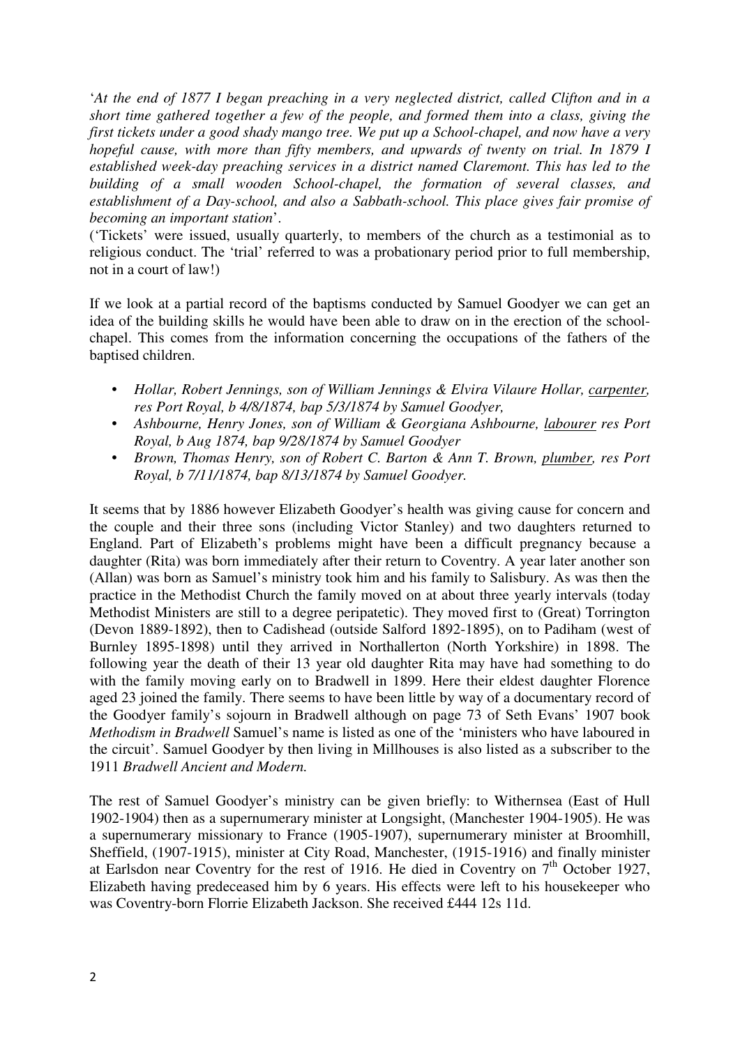'*At the end of 1877 I began preaching in a very neglected district, called Clifton and in a short time gathered together a few of the people, and formed them into a class, giving the first tickets under a good shady mango tree. We put up a School-chapel, and now have a very hopeful cause, with more than fifty members, and upwards of twenty on trial. In 1879 I established week-day preaching services in a district named Claremont. This has led to the building of a small wooden School-chapel, the formation of several classes, and establishment of a Day-school, and also a Sabbath-school. This place gives fair promise of becoming an important station*'.

('Tickets' were issued, usually quarterly, to members of the church as a testimonial as to religious conduct. The 'trial' referred to was a probationary period prior to full membership, not in a court of law!)

If we look at a partial record of the baptisms conducted by Samuel Goodyer we can get an idea of the building skills he would have been able to draw on in the erection of the school-chapel. This comes from the information concerning the occupations of the fathers of the baptised children.

- *Hollar, Robert Jennings, son of William Jennings & Elvira Vilaure Hollar, carpenter, res Port Royal, b 4/8/1874, bap 5/3/1874 by Samuel Goodyer,*
- *Ashbourne, Henry Jones, son of William & Georgiana Ashbourne, labourer res Port Royal, b Aug 1874, bap 9/28/1874 by Samuel Goodyer*
- *Brown, Thomas Henry, son of Robert C. Barton & Ann T. Brown, plumber, res Port Royal, b 7/11/1874, bap 8/13/1874 by Samuel Goodyer.*

It seems that by 1886 however Elizabeth Goodyer's health was giving cause for concern and the couple and their three sons (including Victor Stanley) and two daughters returned to England. Part of Elizabeth's problems might have been a difficult pregnancy because a daughter (Rita) was born immediately after their return to Coventry. A year later another son (Allan) was born as Samuel's ministry took him and his family to Salisbury. As was then the practice in the Methodist Church the family moved on at about three yearly intervals (today Methodist Ministers are still to a degree peripatetic). They moved first to (Great) Torrington (Devon 1889-1892), then to Cadishead (outside Salford 1892-1895), on to Padiham (west of Burnley 1895-1898) until they arrived in Northallerton (North Yorkshire) in 1898. The following year the death of their 13 year old daughter Rita may have had something to do with the family moving early on to Bradwell in 1899. Here their eldest daughter Florence aged 23 joined the family. There seems to have been little by way of a documentary record of the Goodyer family's sojourn in Bradwell although on page 73 of Seth Evans' 1907 book *Methodism in Bradwell* Samuel's name is listed as one of the 'ministers who have laboured in the circuit'. Samuel Goodyer by then living in Millhouses is also listed as a subscriber to the 1911 *Bradwell Ancient and Modern.*

The rest of Samuel Goodyer's ministry can be given briefly: to Withernsea (East of Hull 1902-1904) then as a supernumerary minister at Longsight, (Manchester 1904-1905). He was a supernumerary missionary to France (1905-1907), supernumerary minister at Broomhill, Sheffield, (1907-1915), minister at City Road, Manchester, (1915-1916) and finally minister at Earlsdon near Coventry for the rest of 1916. He died in Coventry on 7th October 1927, Elizabeth having predeceased him by 6 years. His effects were left to his housekeeper who was Coventry-born Florrie Elizabeth Jackson. She received £444 12s 11d.